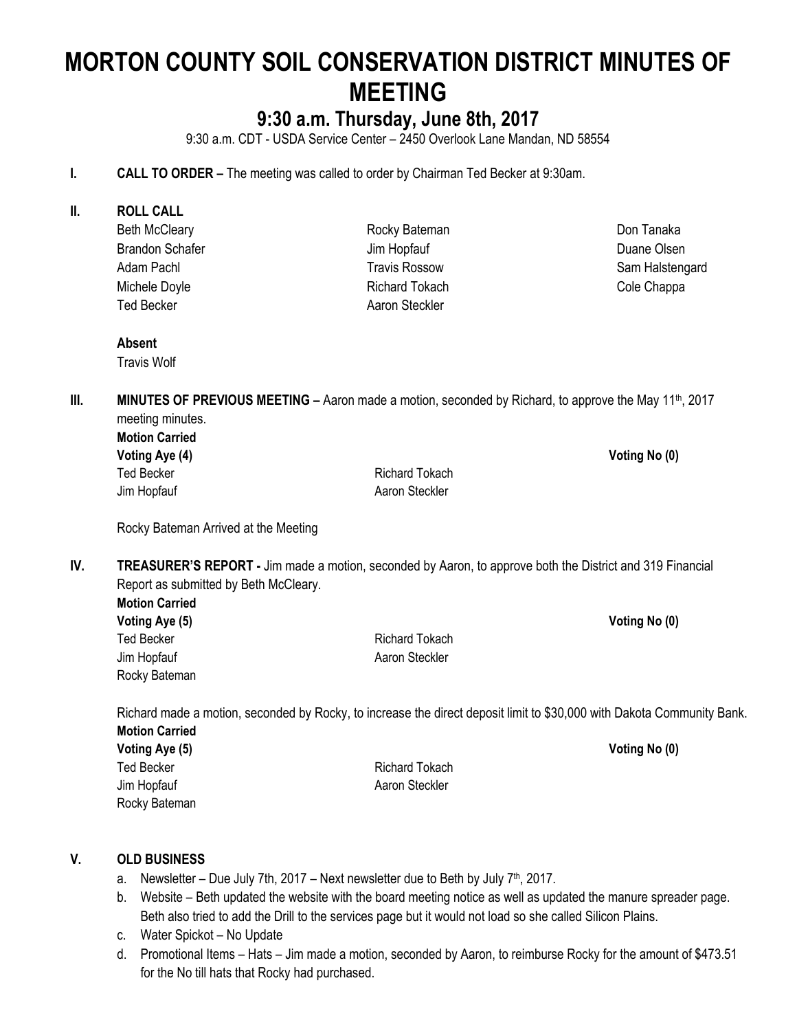# MORTON COUNTY SOIL CONSERVATION DISTRICT MINUTES OF MEETING

## 9:30 a.m. Thursday, June 8th, 2017

9:30 a.m. CDT - USDA Service Center – 2450 Overlook Lane Mandan, ND 58554

**I. CALL TO ORDER –** The meeting was called to order by Chairman Ted Becker at 9:30am.

**II. ROLL CALL**

| | | |
|---|---|---|
| Beth McCleary | Rocky Bateman | Don Tanaka |
| Brandon Schafer | Jim Hopfauf | Duane Olsen |
| Adam Pachl | Travis Rossow | Sam Halstengard |
| Michele Doyle | Richard Tokach | Cole Chappa |
| Ted Becker | Aaron Steckler | |

**Absent**

Travis Wolf

**III. MINUTES OF PREVIOUS MEETING –** Aaron made a motion, seconded by Richard, to approve the May 11th, 2017 meeting minutes.

**Motion Carried**

**Voting Aye (4)** | **Voting No (0)**

Ted Becker | Richard Tokach

Jim Hopfauf | Aaron Steckler

Rocky Bateman Arrived at the Meeting

**IV. TREASURER'S REPORT -** Jim made a motion, seconded by Aaron, to approve both the District and 319 Financial Report as submitted by Beth McCleary.

**Motion Carried**

**Voting Aye (5)** | **Voting No (0)**

Ted Becker | Richard Tokach

Jim Hopfauf | Aaron Steckler

Rocky Bateman

Richard made a motion, seconded by Rocky, to increase the direct deposit limit to $30,000 with Dakota Community Bank.

**Motion Carried**

**Voting Aye (5)** | **Voting No (0)**

Ted Becker | Richard Tokach

Jim Hopfauf | Aaron Steckler

Rocky Bateman

**V. OLD BUSINESS**

a. Newsletter – Due July 7th, 2017 – Next newsletter due to Beth by July 7th, 2017.
b. Website – Beth updated the website with the board meeting notice as well as updated the manure spreader page. Beth also tried to add the Drill to the services page but it would not load so she called Silicon Plains.
c. Water Spickot – No Update
d. Promotional Items – Hats – Jim made a motion, seconded by Aaron, to reimburse Rocky for the amount of $473.51 for the No till hats that Rocky had purchased.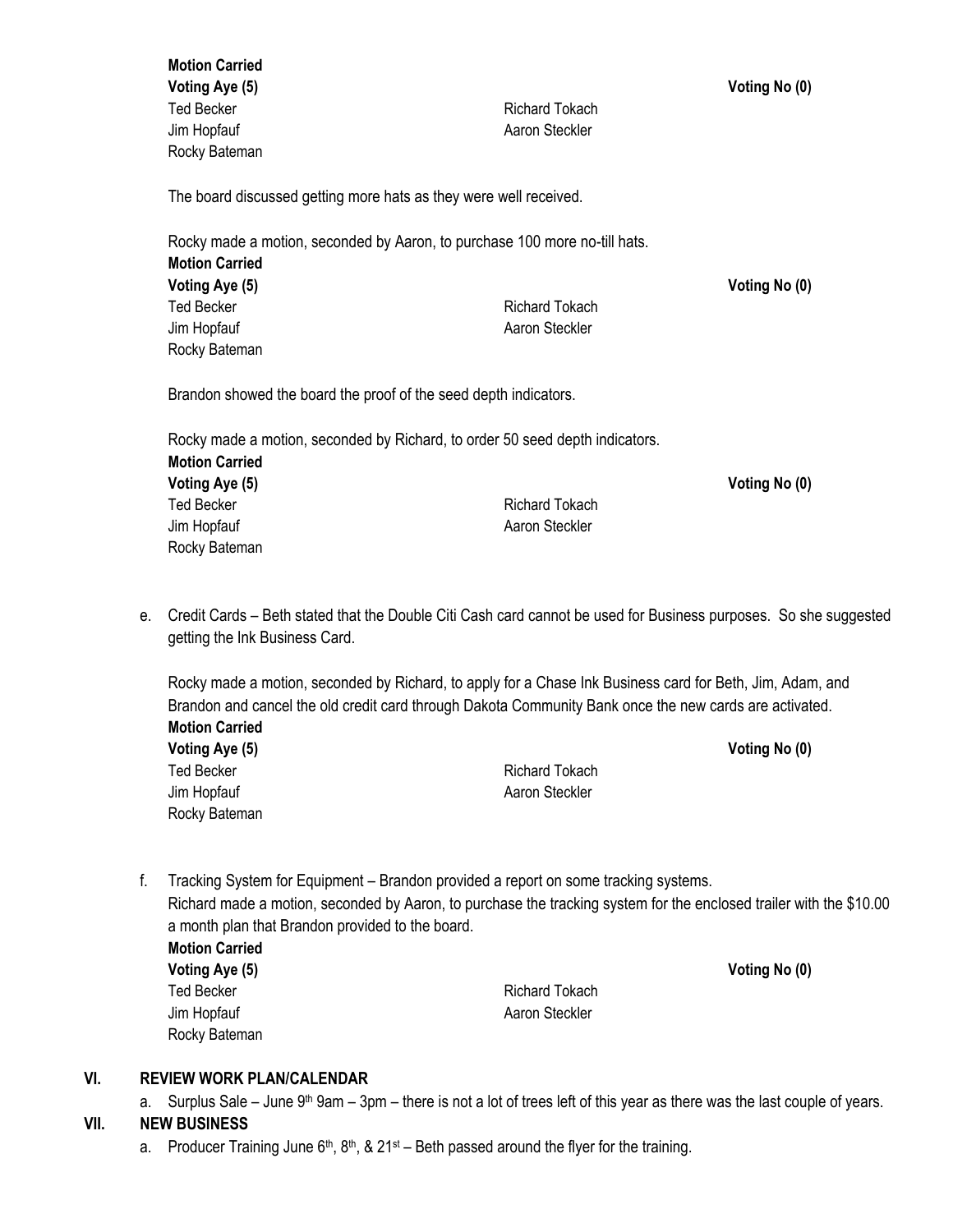**Motion Carried**

| Voting Aye (5) | | Voting No (0) |
|---|---|---|
| Ted Becker | Richard Tokach | |
| Jim Hopfauf | Aaron Steckler | |
| Rocky Bateman | | |

The board discussed getting more hats as they were well received.

Rocky made a motion, seconded by Aaron, to purchase 100 more no-till hats.

**Motion Carried**

| Voting Aye (5) | | Voting No (0) |
|---|---|---|
| Ted Becker | Richard Tokach | |
| Jim Hopfauf | Aaron Steckler | |
| Rocky Bateman | | |

Brandon showed the board the proof of the seed depth indicators.

Rocky made a motion, seconded by Richard, to order 50 seed depth indicators.

**Motion Carried**

| Voting Aye (5) | | Voting No (0) |
|---|---|---|
| Ted Becker | Richard Tokach | |
| Jim Hopfauf | Aaron Steckler | |
| Rocky Bateman | | |

e. Credit Cards – Beth stated that the Double Citi Cash card cannot be used for Business purposes. So she suggested getting the Ink Business Card.

Rocky made a motion, seconded by Richard, to apply for a Chase Ink Business card for Beth, Jim, Adam, and Brandon and cancel the old credit card through Dakota Community Bank once the new cards are activated.

**Motion Carried**

| Voting Aye (5) | | Voting No (0) |
|---|---|---|
| Ted Becker | Richard Tokach | |
| Jim Hopfauf | Aaron Steckler | |
| Rocky Bateman | | |

f. Tracking System for Equipment – Brandon provided a report on some tracking systems.
Richard made a motion, seconded by Aaron, to purchase the tracking system for the enclosed trailer with the $10.00 a month plan that Brandon provided to the board.

**Motion Carried**

| Voting Aye (5) | | Voting No (0) |
|---|---|---|
| Ted Becker | Richard Tokach | |
| Jim Hopfauf | Aaron Steckler | |
| Rocky Bateman | | |

## VI. REVIEW WORK PLAN/CALENDAR

a. Surplus Sale – June 9th 9am – 3pm – there is not a lot of trees left of this year as there was the last couple of years.

## VII. NEW BUSINESS

a. Producer Training June 6th, 8th, & 21st – Beth passed around the flyer for the training.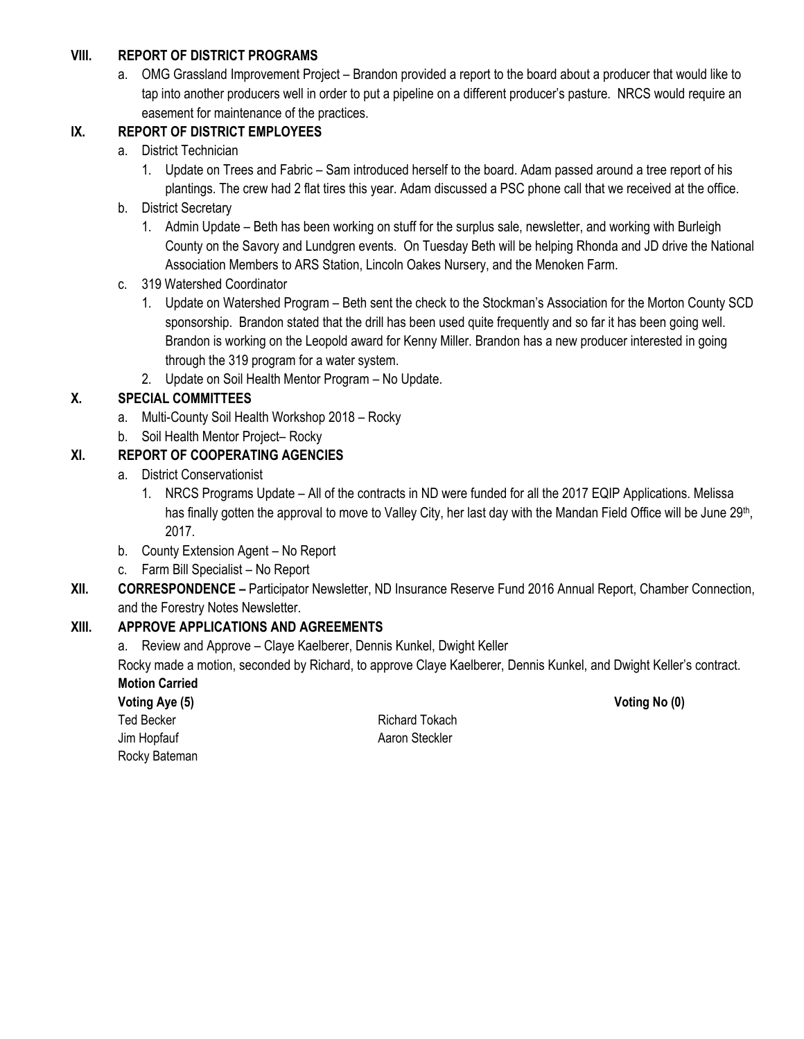## VIII. REPORT OF DISTRICT PROGRAMS

a. OMG Grassland Improvement Project – Brandon provided a report to the board about a producer that would like to tap into another producers well in order to put a pipeline on a different producer's pasture. NRCS would require an easement for maintenance of the practices.

## IX. REPORT OF DISTRICT EMPLOYEES

a. District Technician
   1. Update on Trees and Fabric – Sam introduced herself to the board. Adam passed around a tree report of his plantings. The crew had 2 flat tires this year. Adam discussed a PSC phone call that we received at the office.

b. District Secretary
   1. Admin Update – Beth has been working on stuff for the surplus sale, newsletter, and working with Burleigh County on the Savory and Lundgren events. On Tuesday Beth will be helping Rhonda and JD drive the National Association Members to ARS Station, Lincoln Oakes Nursery, and the Menoken Farm.

c. 319 Watershed Coordinator
   1. Update on Watershed Program – Beth sent the check to the Stockman's Association for the Morton County SCD sponsorship. Brandon stated that the drill has been used quite frequently and so far it has been going well. Brandon is working on the Leopold award for Kenny Miller. Brandon has a new producer interested in going through the 319 program for a water system.
   2. Update on Soil Health Mentor Program – No Update.

## X. SPECIAL COMMITTEES

a. Multi-County Soil Health Workshop 2018 – Rocky

b. Soil Health Mentor Project– Rocky

## XI. REPORT OF COOPERATING AGENCIES

a. District Conservationist
   1. NRCS Programs Update – All of the contracts in ND were funded for all the 2017 EQIP Applications. Melissa has finally gotten the approval to move to Valley City, her last day with the Mandan Field Office will be June 29th, 2017.

b. County Extension Agent – No Report

c. Farm Bill Specialist – No Report

## XII. CORRESPONDENCE – 
Participator Newsletter, ND Insurance Reserve Fund 2016 Annual Report, Chamber Connection, and the Forestry Notes Newsletter.

## XIII. APPROVE APPLICATIONS AND AGREEMENTS

a. Review and Approve – Claye Kaelberer, Dennis Kunkel, Dwight Keller

Rocky made a motion, seconded by Richard, to approve Claye Kaelberer, Dennis Kunkel, and Dwight Keller's contract.

**Motion Carried**

**Voting Aye (5)**

Ted Becker
Jim Hopfauf
Rocky Bateman
Richard Tokach
Aaron Steckler

**Voting No (0)**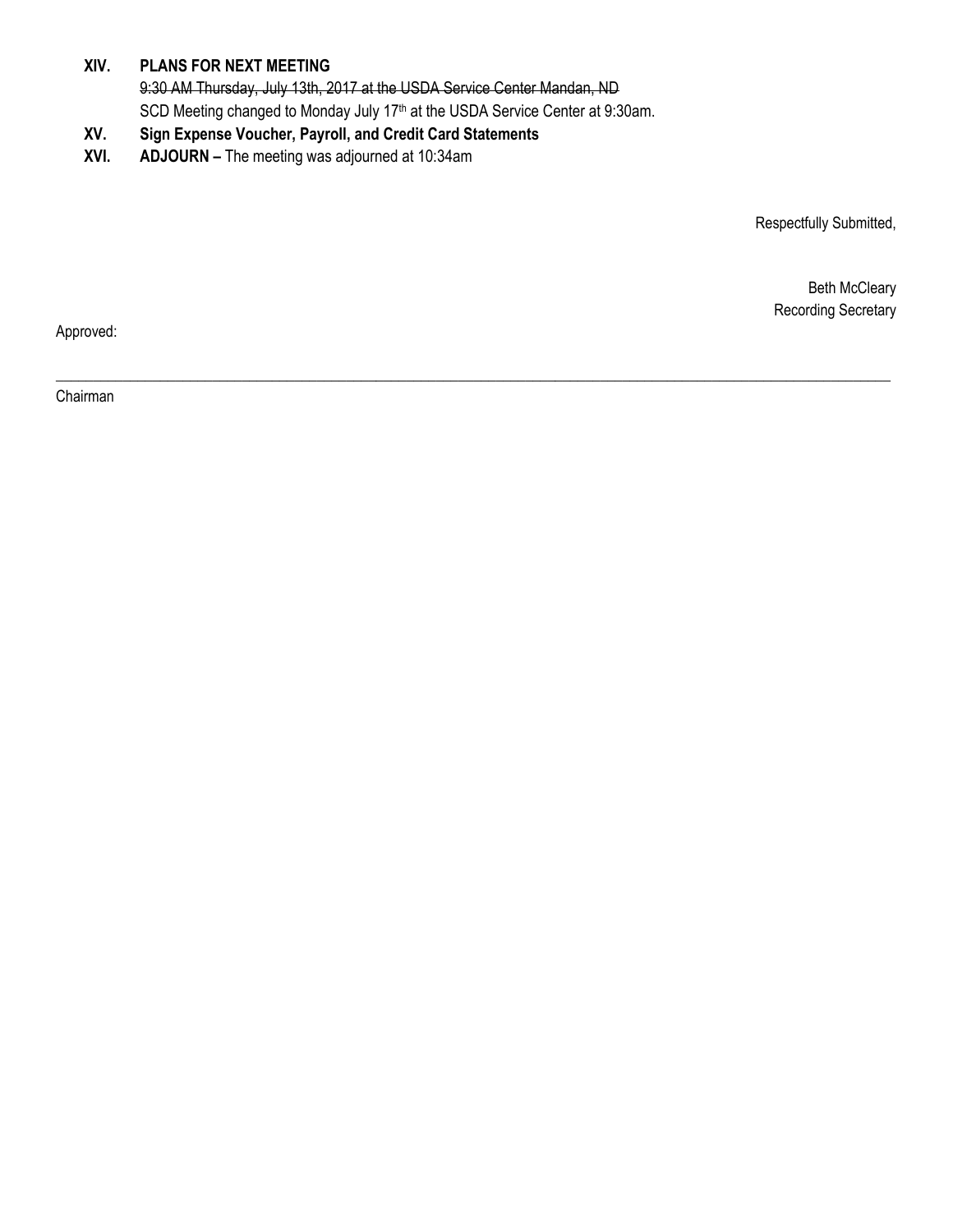**XIV. PLANS FOR NEXT MEETING**

~~9:30 AM Thursday, July 13th, 2017 at the USDA Service Center Mandan, ND~~

SCD Meeting changed to Monday July 17th at the USDA Service Center at 9:30am.

**XV. Sign Expense Voucher, Payroll, and Credit Card Statements**

**XVI. ADJOURN –** The meeting was adjourned at 10:34am

Respectfully Submitted,

Beth McCleary
Recording Secretary

Approved:

_______________________________________________

Chairman